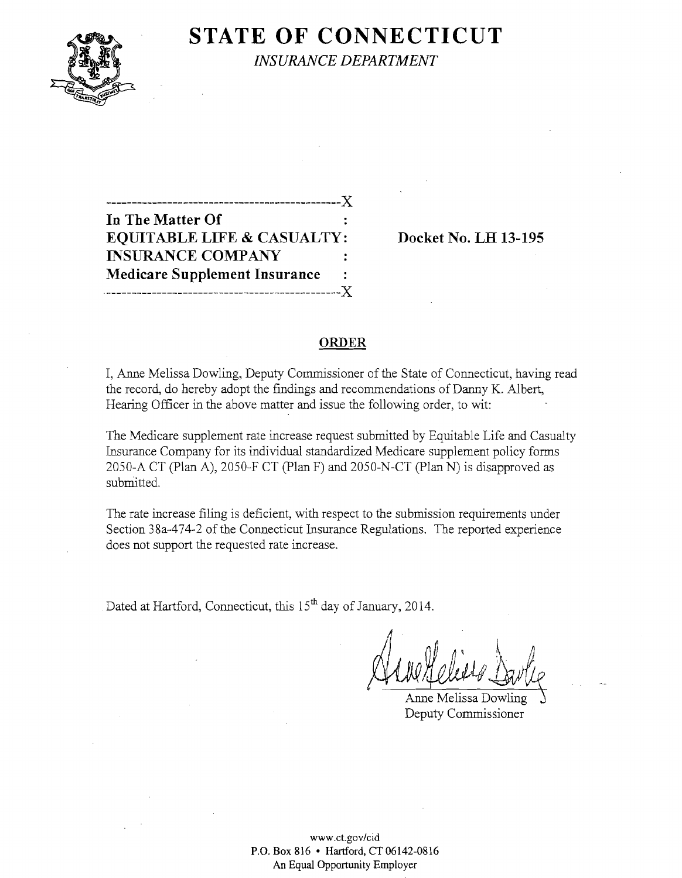# STATE OF CONNECTICUT

*INSURANCE DEPARTMENT*

---------------------------------------------X
**In The Matter Of** :
**EQUITABLE LIFE & CASUALTY** :
**INSURANCE COMPANY** :
**Medicare Supplement Insurance** :
---------------------------------------------X

**Docket No. LH 13-195**

## ORDER

I, Anne Melissa Dowling, Deputy Commissioner of the State of Connecticut, having read the record, do hereby adopt the findings and recommendations of Danny K. Albert, Hearing Officer in the above matter and issue the following order, to wit:

The Medicare supplement rate increase request submitted by Equitable Life and Casualty Insurance Company for its individual standardized Medicare supplement policy forms 2050-A CT (Plan A), 2050-F CT (Plan F) and 2050-N-CT (Plan N) is disapproved as submitted.

The rate increase filing is deficient, with respect to the submission requirements under Section 38a-474-2 of the Connecticut Insurance Regulations. The reported experience does not support the requested rate increase.

Dated at Hartford, Connecticut, this 15th day of January, 2014.

Anne Melissa Dowling
Deputy Commissioner

www.ct.gov/cid
P.O. Box 816 • Hartford, CT 06142-0816
An Equal Opportunity Employer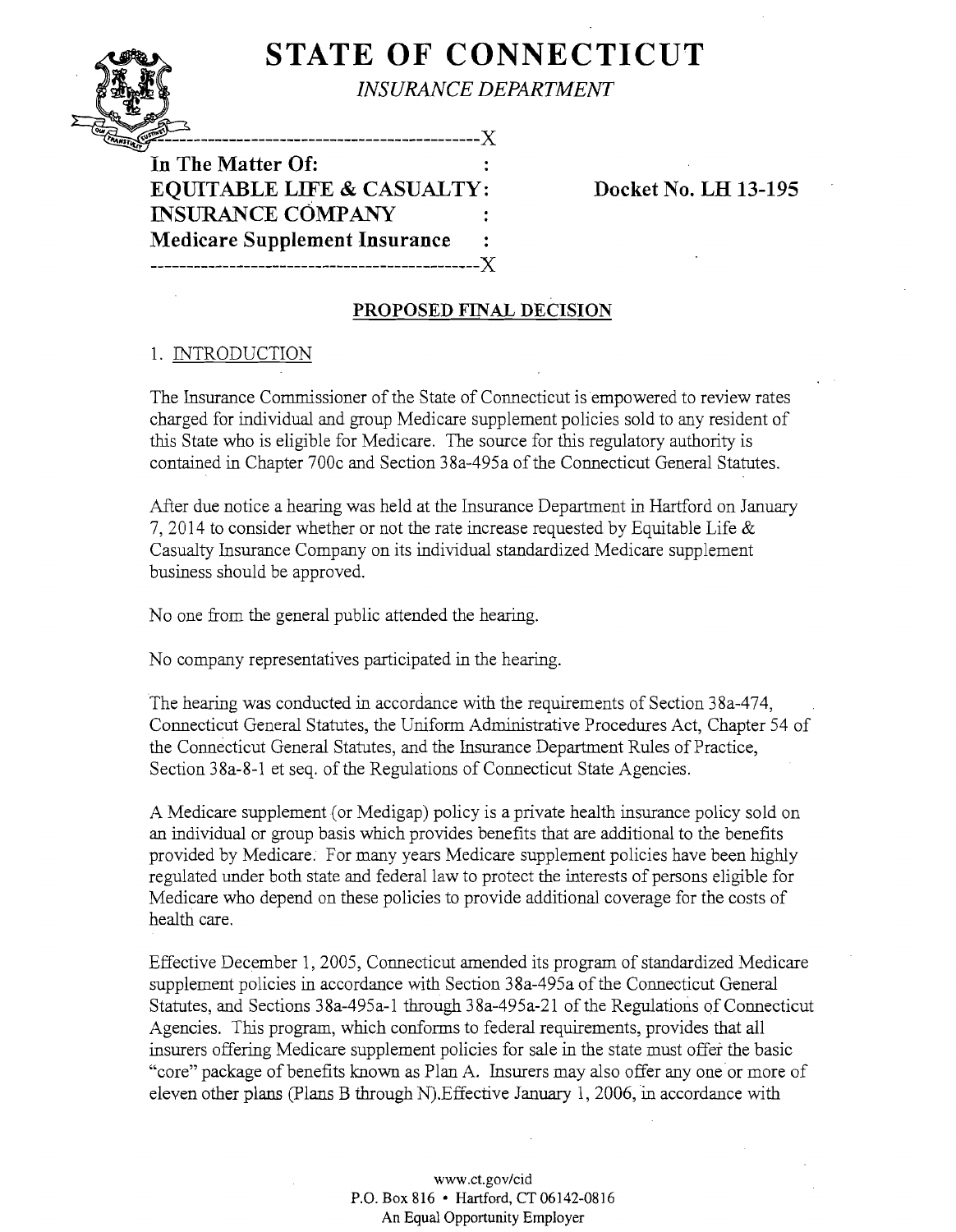**STATE OF CONNECTICUT**

*INSURANCE DEPARTMENT*

---------------------------------------------X

**In The Matter Of:** :
**EQUITABLE LIFE & CASUALTY:** **Docket No. LH 13-195**
**INSURANCE COMPANY** :
**Medicare Supplement Insurance** :

---------------------------------------------X

**PROPOSED FINAL DECISION**

1. INTRODUCTION

The Insurance Commissioner of the State of Connecticut is empowered to review rates charged for individual and group Medicare supplement policies sold to any resident of this State who is eligible for Medicare. The source for this regulatory authority is contained in Chapter 700c and Section 38a-495a of the Connecticut General Statutes.

After due notice a hearing was held at the Insurance Department in Hartford on January 7, 2014 to consider whether or not the rate increase requested by Equitable Life & Casualty Insurance Company on its individual standardized Medicare supplement business should be approved.

No one from the general public attended the hearing.

No company representatives participated in the hearing.

The hearing was conducted in accordance with the requirements of Section 38a-474, Connecticut General Statutes, the Uniform Administrative Procedures Act, Chapter 54 of the Connecticut General Statutes, and the Insurance Department Rules of Practice, Section 38a-8-1 et seq. of the Regulations of Connecticut State Agencies.

A Medicare supplement (or Medigap) policy is a private health insurance policy sold on an individual or group basis which provides benefits that are additional to the benefits provided by Medicare. For many years Medicare supplement policies have been highly regulated under both state and federal law to protect the interests of persons eligible for Medicare who depend on these policies to provide additional coverage for the costs of health care.

Effective December 1, 2005, Connecticut amended its program of standardized Medicare supplement policies in accordance with Section 38a-495a of the Connecticut General Statutes, and Sections 38a-495a-1 through 38a-495a-21 of the Regulations of Connecticut Agencies. This program, which conforms to federal requirements, provides that all insurers offering Medicare supplement policies for sale in the state must offer the basic "core" package of benefits known as Plan A. Insurers may also offer any one or more of eleven other plans (Plans B through N).Effective January 1, 2006, in accordance with

www.ct.gov/cid
P.O. Box 816 • Hartford, CT 06142-0816
An Equal Opportunity Employer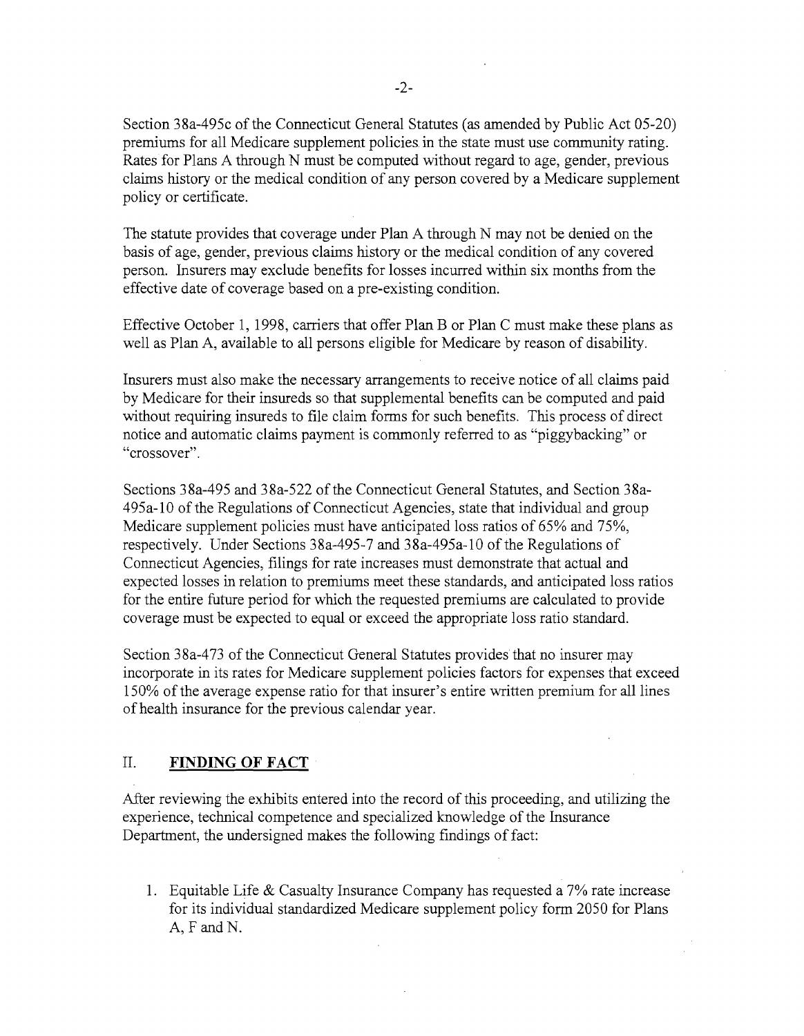Section 38a-495c of the Connecticut General Statutes (as amended by Public Act 05-20) premiums for all Medicare supplement policies in the state must use community rating. Rates for Plans A through N must be computed without regard to age, gender, previous claims history or the medical condition of any person covered by a Medicare supplement policy or certificate.

The statute provides that coverage under Plan A through N may not be denied on the basis of age, gender, previous claims history or the medical condition of any covered person. Insurers may exclude benefits for losses incurred within six months from the effective date of coverage based on a pre-existing condition.

Effective October 1, 1998, carriers that offer Plan B or Plan C must make these plans as well as Plan A, available to all persons eligible for Medicare by reason of disability.

Insurers must also make the necessary arrangements to receive notice of all claims paid by Medicare for their insureds so that supplemental benefits can be computed and paid without requiring insureds to file claim forms for such benefits. This process of direct notice and automatic claims payment is commonly referred to as "piggybacking" or "crossover".

Sections 38a-495 and 38a-522 of the Connecticut General Statutes, and Section 38a-495a-10 of the Regulations of Connecticut Agencies, state that individual and group Medicare supplement policies must have anticipated loss ratios of 65% and 75%, respectively. Under Sections 38a-495-7 and 38a-495a-10 of the Regulations of Connecticut Agencies, filings for rate increases must demonstrate that actual and expected losses in relation to premiums meet these standards, and anticipated loss ratios for the entire future period for which the requested premiums are calculated to provide coverage must be expected to equal or exceed the appropriate loss ratio standard.

Section 38a-473 of the Connecticut General Statutes provides that no insurer may incorporate in its rates for Medicare supplement policies factors for expenses that exceed 150% of the average expense ratio for that insurer's entire written premium for all lines of health insurance for the previous calendar year.

## II. **FINDING OF FACT**

After reviewing the exhibits entered into the record of this proceeding, and utilizing the experience, technical competence and specialized knowledge of the Insurance Department, the undersigned makes the following findings of fact:

1. Equitable Life & Casualty Insurance Company has requested a 7% rate increase for its individual standardized Medicare supplement policy form 2050 for Plans A, F and N.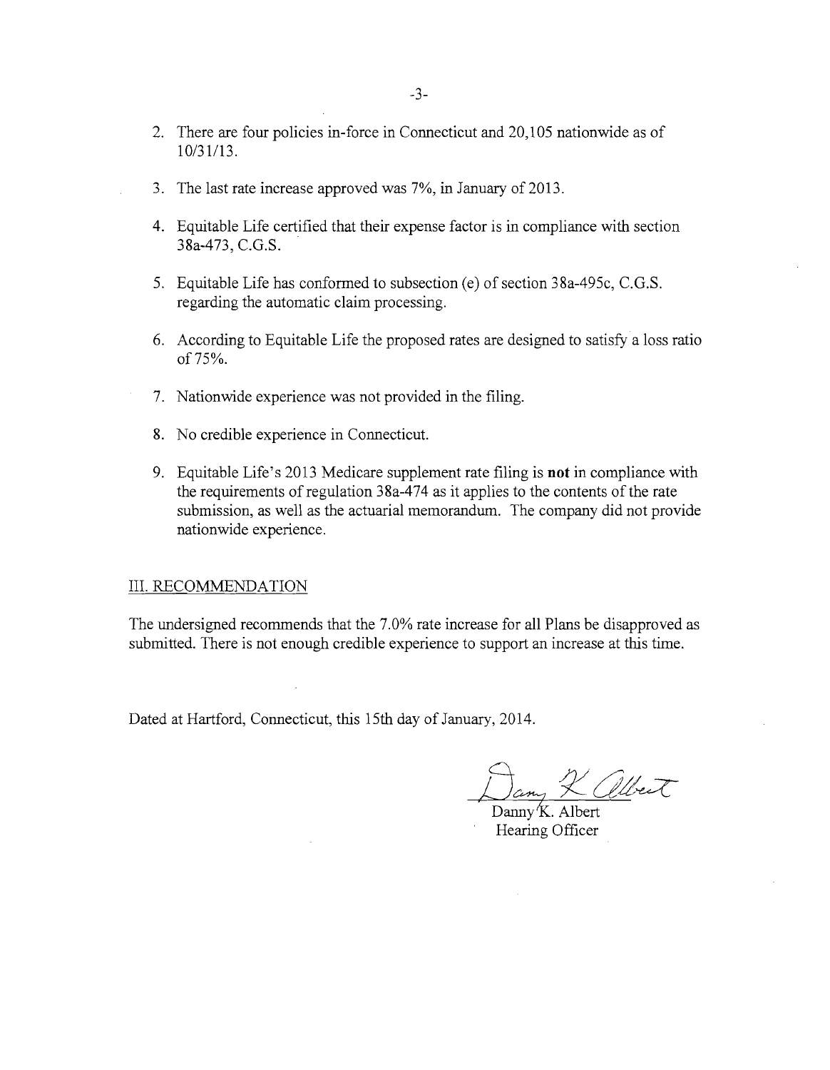2. There are four policies in-force in Connecticut and 20,105 nationwide as of 10/31/13.

3. The last rate increase approved was 7%, in January of 2013.

4. Equitable Life certified that their expense factor is in compliance with section 38a-473, C.G.S.

5. Equitable Life has conformed to subsection (e) of section 38a-495c, C.G.S. regarding the automatic claim processing.

6. According to Equitable Life the proposed rates are designed to satisfy a loss ratio of 75%.

7. Nationwide experience was not provided in the filing.

8. No credible experience in Connecticut.

9. Equitable Life's 2013 Medicare supplement rate filing is **not** in compliance with the requirements of regulation 38a-474 as it applies to the contents of the rate submission, as well as the actuarial memorandum. The company did not provide nationwide experience.

## III. RECOMMENDATION

The undersigned recommends that the 7.0% rate increase for all Plans be disapproved as submitted. There is not enough credible experience to support an increase at this time.

Dated at Hartford, Connecticut, this 15th day of January, 2014.

Danny K. Albert
Hearing Officer